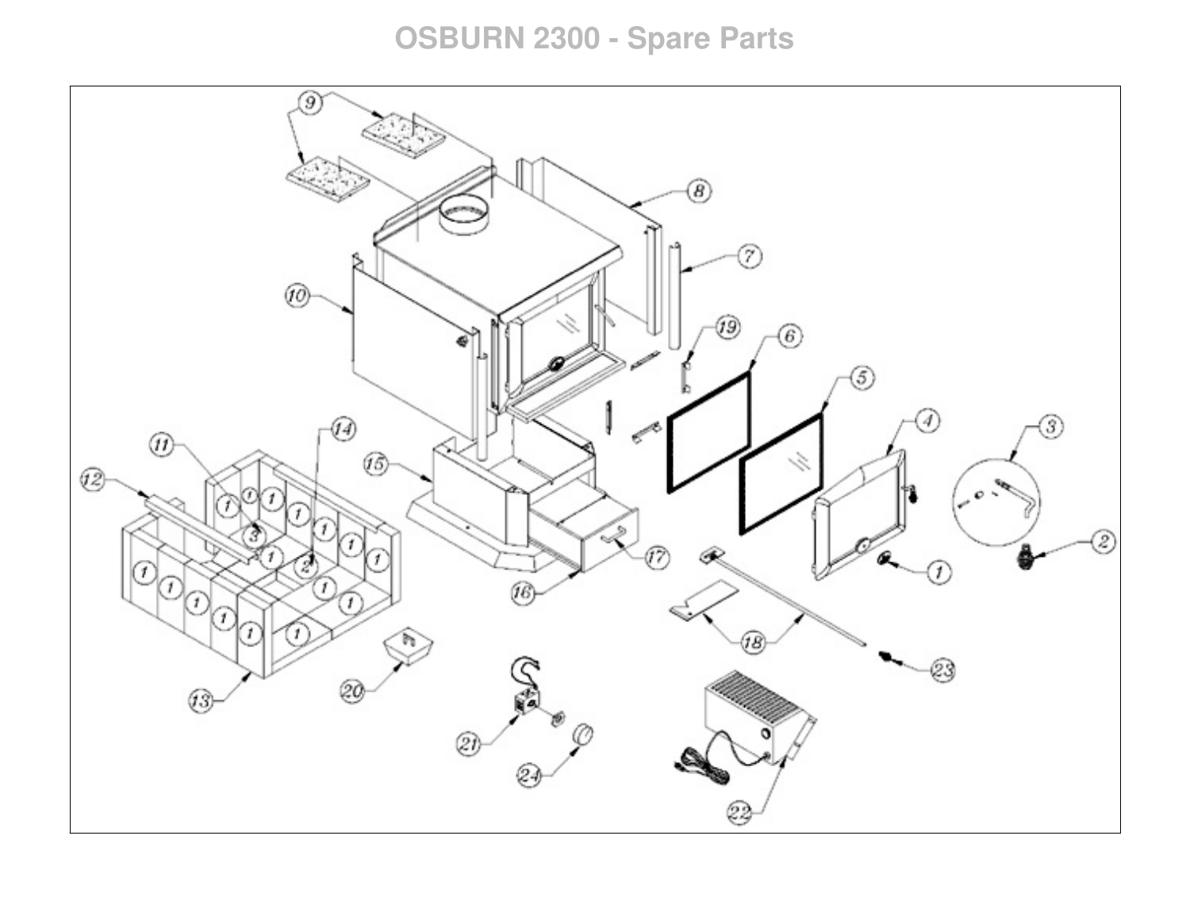# OSBURN 2300 - Spare Parts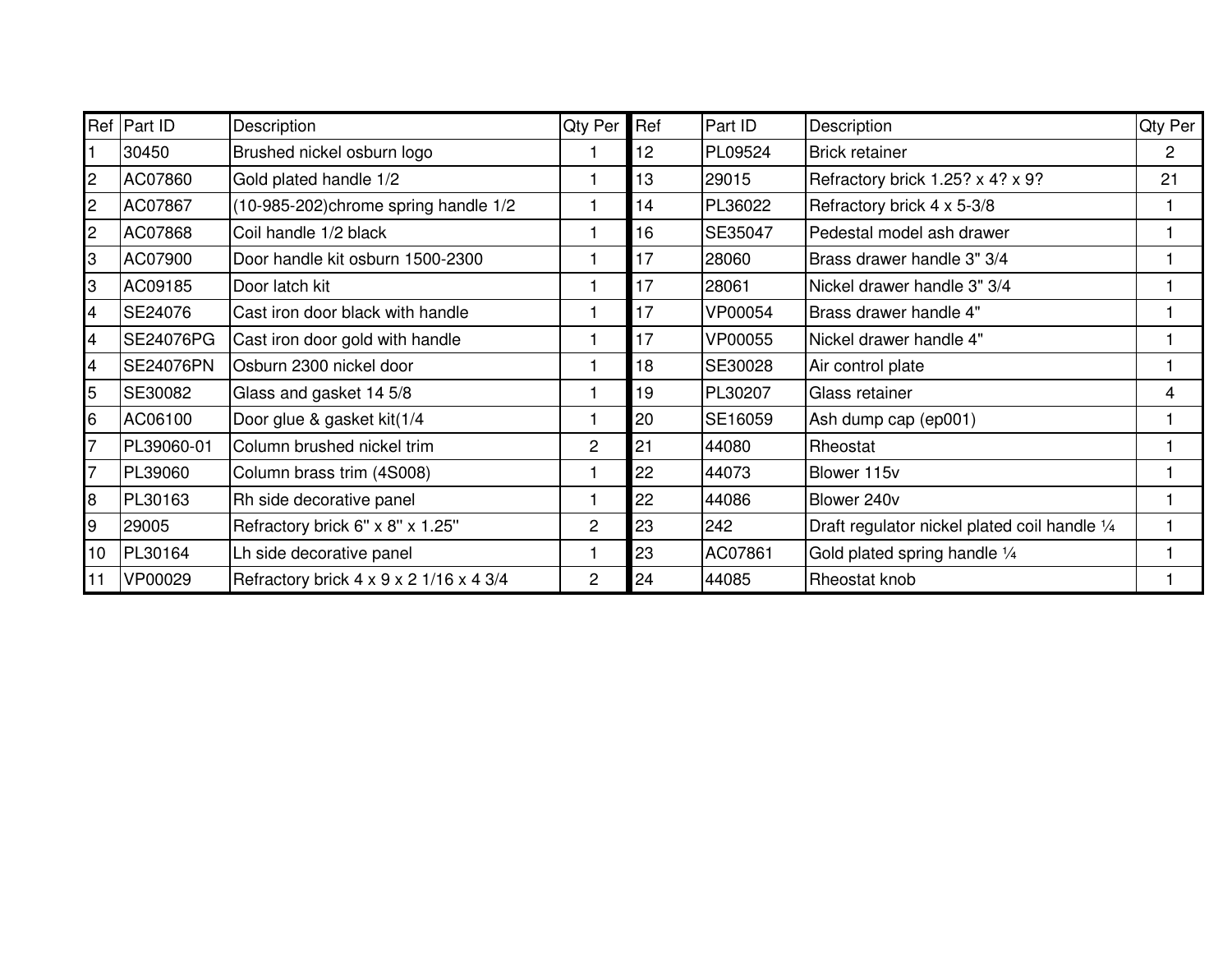| Ref | Part ID | Description | Qty Per | Ref | Part ID | Description | Qty Per |
|---|---|---|---|---|---|---|---|
| 1 | 30450 | Brushed nickel osburn logo | 1 | 12 | PL09524 | Brick retainer | 2 |
| 2 | AC07860 | Gold plated handle 1/2 | 1 | 13 | 29015 | Refractory brick 1.25? x 4? x 9? | 21 |
| 2 | AC07867 | (10-985-202)chrome spring handle 1/2 | 1 | 14 | PL36022 | Refractory brick 4 x 5-3/8 | 1 |
| 2 | AC07868 | Coil handle 1/2 black | 1 | 16 | SE35047 | Pedestal model ash drawer | 1 |
| 3 | AC07900 | Door handle kit osburn 1500-2300 | 1 | 17 | 28060 | Brass drawer handle 3" 3/4 | 1 |
| 3 | AC09185 | Door latch kit | 1 | 17 | 28061 | Nickel drawer handle 3" 3/4 | 1 |
| 4 | SE24076 | Cast iron door black with handle | 1 | 17 | VP00054 | Brass drawer handle 4" | 1 |
| 4 | SE24076PG | Cast iron door gold with handle | 1 | 17 | VP00055 | Nickel drawer handle 4" | 1 |
| 4 | SE24076PN | Osburn 2300 nickel door | 1 | 18 | SE30028 | Air control plate | 1 |
| 5 | SE30082 | Glass and gasket 14 5/8 | 1 | 19 | PL30207 | Glass retainer | 4 |
| 6 | AC06100 | Door glue & gasket kit(1/4 | 1 | 20 | SE16059 | Ash dump cap (ep001) | 1 |
| 7 | PL39060-01 | Column brushed nickel trim | 2 | 21 | 44080 | Rheostat | 1 |
| 7 | PL39060 | Column brass trim (4S008) | 1 | 22 | 44073 | Blower 115v | 1 |
| 8 | PL30163 | Rh side decorative panel | 1 | 22 | 44086 | Blower 240v | 1 |
| 9 | 29005 | Refractory brick 6" x 8" x 1.25" | 2 | 23 | 242 | Draft regulator nickel plated coil handle ¼ | 1 |
| 10 | PL30164 | Lh side decorative panel | 1 | 23 | AC07861 | Gold plated spring handle ¼ | 1 |
| 11 | VP00029 | Refractory brick 4 x 9 x 2 1/16 x 4 3/4 | 2 | 24 | 44085 | Rheostat knob | 1 |